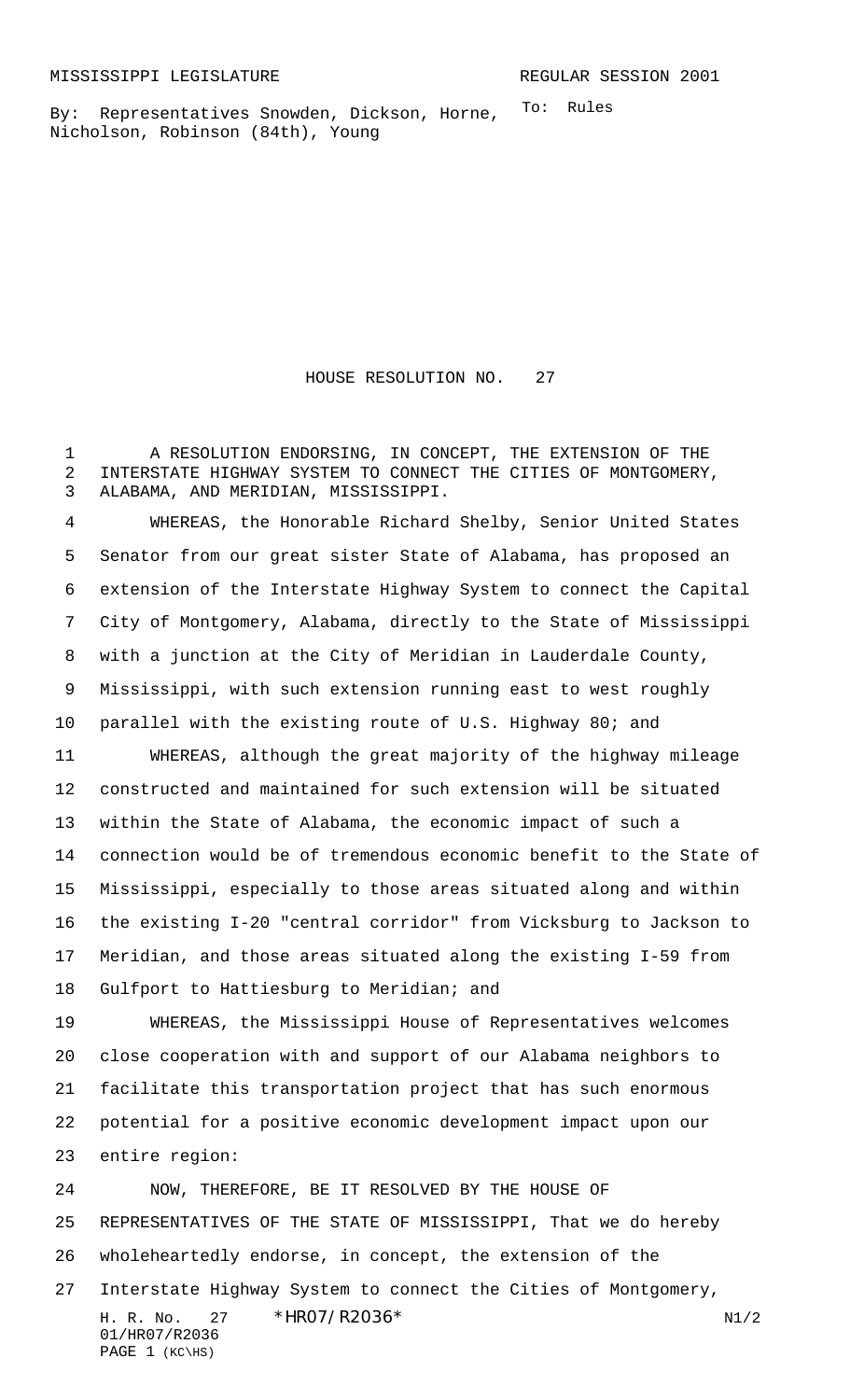MISSISSIPPI LEGISLATURE REGULAR SESSION 2001

By: Representatives Snowden, Dickson, Horne, Nicholson, Robinson (84th), Young

To: Rules

# HOUSE RESOLUTION NO. 27

A RESOLUTION ENDORSING, IN CONCEPT, THE EXTENSION OF THE INTERSTATE HIGHWAY SYSTEM TO CONNECT THE CITIES OF MONTGOMERY, ALABAMA, AND MERIDIAN, MISSISSIPPI.

WHEREAS, the Honorable Richard Shelby, Senior United States Senator from our great sister State of Alabama, has proposed an extension of the Interstate Highway System to connect the Capital City of Montgomery, Alabama, directly to the State of Mississippi with a junction at the City of Meridian in Lauderdale County, Mississippi, with such extension running east to west roughly parallel with the existing route of U.S. Highway 80; and

WHEREAS, although the great majority of the highway mileage constructed and maintained for such extension will be situated within the State of Alabama, the economic impact of such a connection would be of tremendous economic benefit to the State of Mississippi, especially to those areas situated along and within the existing I-20 "central corridor" from Vicksburg to Jackson to Meridian, and those areas situated along the existing I-59 from Gulfport to Hattiesburg to Meridian; and

WHEREAS, the Mississippi House of Representatives welcomes close cooperation with and support of our Alabama neighbors to facilitate this transportation project that has such enormous potential for a positive economic development impact upon our entire region:

NOW, THEREFORE, BE IT RESOLVED BY THE HOUSE OF REPRESENTATIVES OF THE STATE OF MISSISSIPPI, That we do hereby wholeheartedly endorse, in concept, the extension of the Interstate Highway System to connect the Cities of Montgomery,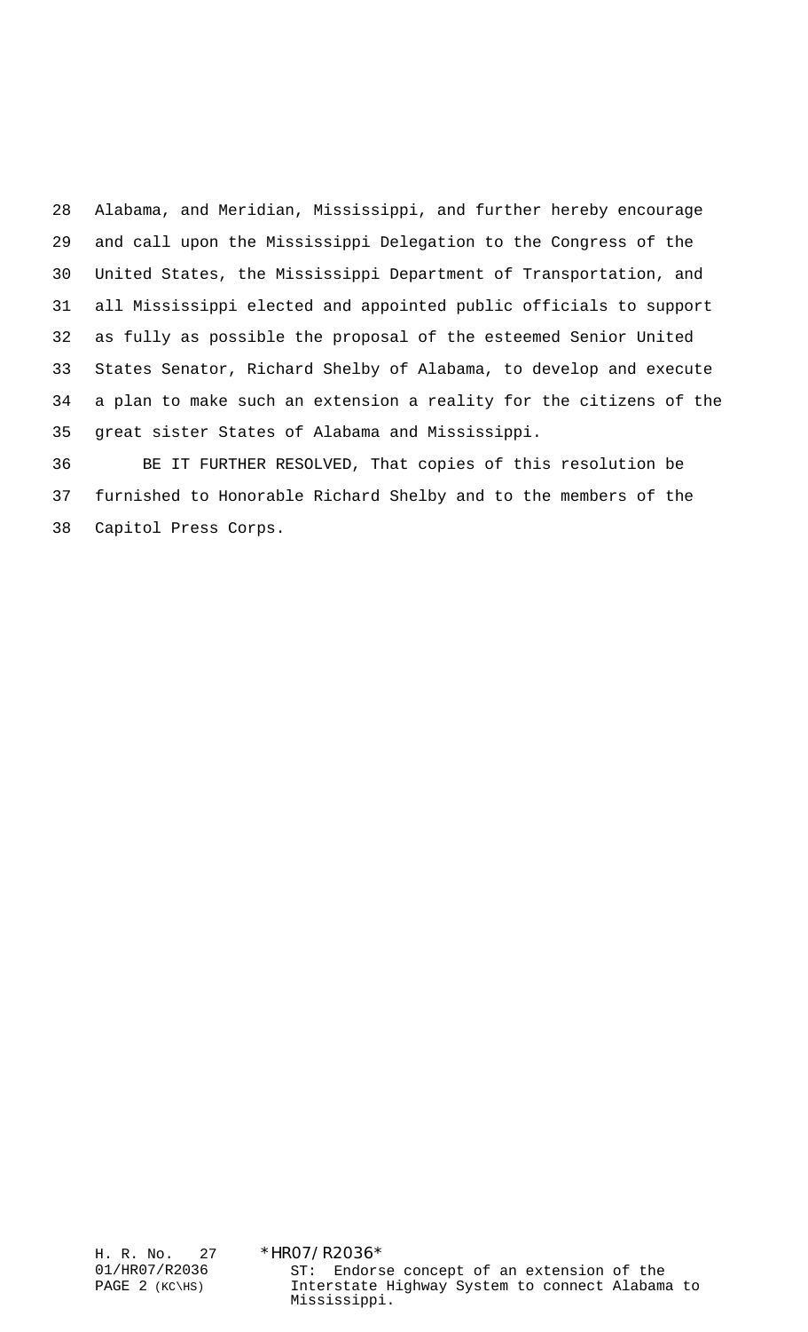Alabama, and Meridian, Mississippi, and further hereby encourage and call upon the Mississippi Delegation to the Congress of the United States, the Mississippi Department of Transportation, and all Mississippi elected and appointed public officials to support as fully as possible the proposal of the esteemed Senior United States Senator, Richard Shelby of Alabama, to develop and execute a plan to make such an extension a reality for the citizens of the great sister States of Alabama and Mississippi.

BE IT FURTHER RESOLVED, That copies of this resolution be furnished to Honorable Richard Shelby and to the members of the Capitol Press Corps.